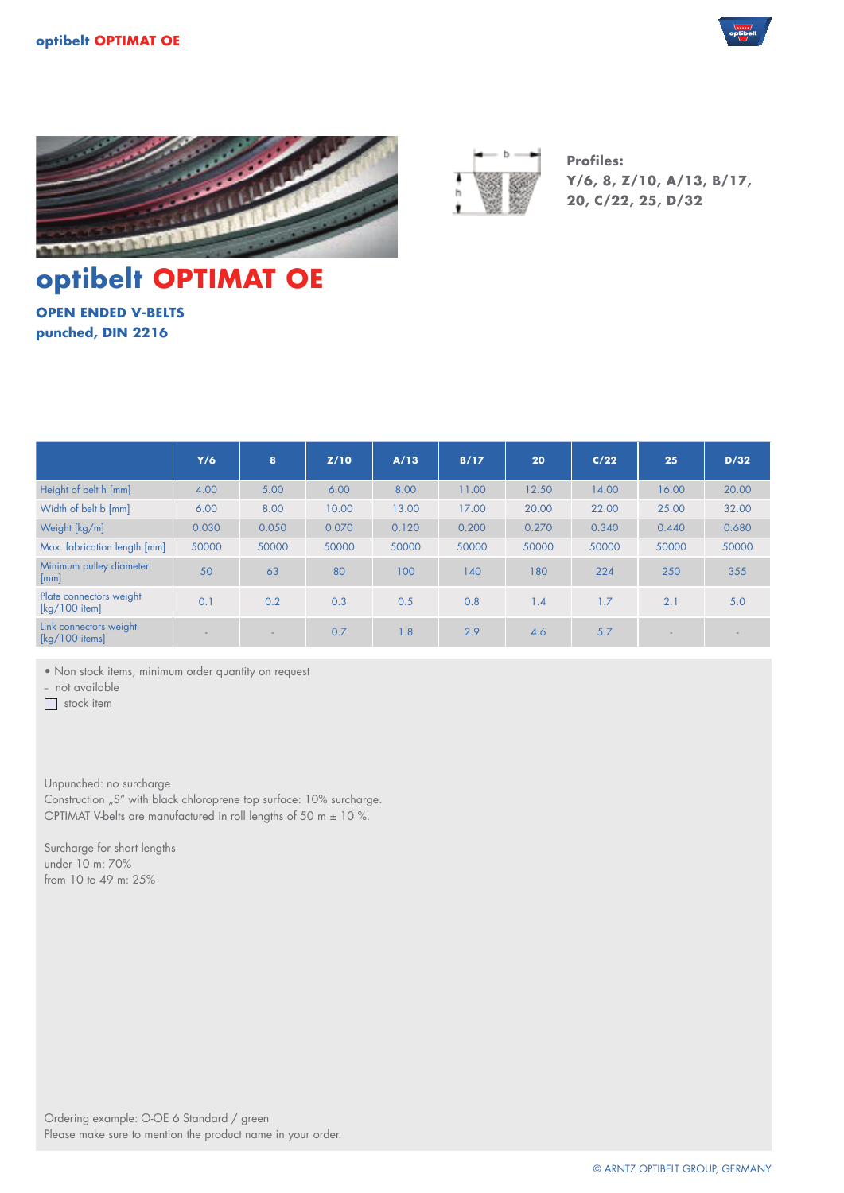# optibelt OPTIMAT OE

**OPEN ENDED V-BELTS**
**punched, DIN 2216**

**Profiles:**
**Y/6, 8, Z/10, A/13, B/17, 20, C/22, 25, D/32**

| | Y/6 | 8 | Z/10 | A/13 | B/17 | 20 | C/22 | 25 | D/32 |
|---|---|---|---|---|---|---|---|---|---|
| Height of belt h [mm] | 4.00 | 5.00 | 6.00 | 8.00 | 11.00 | 12.50 | 14.00 | 16.00 | 20.00 |
| Width of belt b [mm] | 6.00 | 8.00 | 10.00 | 13.00 | 17.00 | 20.00 | 22.00 | 25.00 | 32.00 |
| Weight [kg/m] | 0.030 | 0.050 | 0.070 | 0.120 | 0.200 | 0.270 | 0.340 | 0.440 | 0.680 |
| Max. fabrication length [mm] | 50000 | 50000 | 50000 | 50000 | 50000 | 50000 | 50000 | 50000 | 50000 |
| Minimum pulley diameter [mm] | 50 | 63 | 80 | 100 | 140 | 180 | 224 | 250 | 355 |
| Plate connectors weight [kg/100 item] | 0.1 | 0.2 | 0.3 | 0.5 | 0.8 | 1.4 | 1.7 | 2.1 | 5.0 |
| Link connectors weight [kg/100 items] | - | - | 0.7 | 1.8 | 2.9 | 4.6 | 5.7 | - | - |

• Non stock items, minimum order quantity on request
– not available
☐ stock item

Unpunched: no surcharge
Construction „S" with black chloroprene top surface: 10% surcharge.
OPTIMAT V-belts are manufactured in roll lengths of 50 m ± 10 %.

Surcharge for short lengths
under 10 m: 70%
from 10 to 49 m: 25%

Ordering example: O-OE 6 Standard / green
Please make sure to mention the product name in your order.

© ARNTZ OPTIBELT GROUP, GERMANY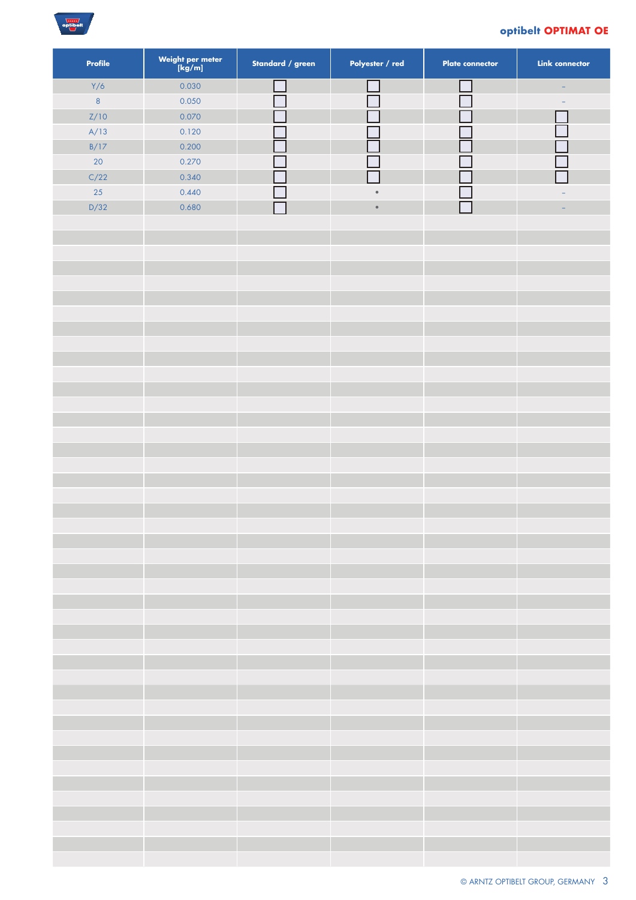| Profile | Weight per meter [kg/m] | Standard / green | Polyester / red | Plate connector | Link connector |
|---|---|---|---|---|---|
| Y/6 | 0.030 | ☐ | ☐ | ☐ | – |
| 8 | 0.050 | ☐ | ☐ | ☐ | – |
| Z/10 | 0.070 | ☐ | ☐ | ☐ | ☐ |
| A/13 | 0.120 | ☐ | ☐ | ☐ | ☐ |
| B/17 | 0.200 | ☐ | ☐ | ☐ | ☐ |
| 20 | 0.270 | ☐ | ☐ | ☐ | ☐ |
| C/22 | 0.340 | ☐ | ☐ | ☐ | ☐ |
| 25 | 0.440 | ☐ | • | ☐ | – |
| D/32 | 0.680 | ☐ | • | ☐ | – |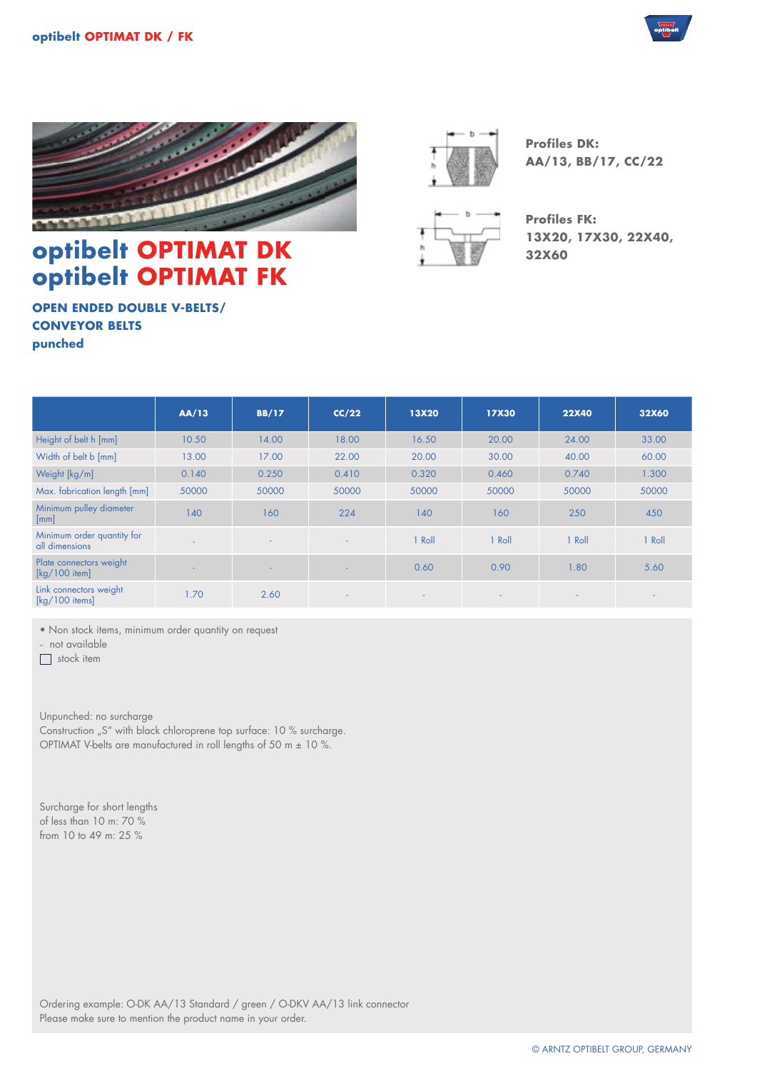# optibelt OPTIMAT DK
# optibelt OPTIMAT FK

**OPEN ENDED DOUBLE V-BELTS/**
**CONVEYOR BELTS**
**punched**

**Profiles DK:**
**AA/13, BB/17, CC/22**

**Profiles FK:**
**13X20, 17X30, 22X40, 32X60**

| | AA/13 | BB/17 | CC/22 | 13X20 | 17X30 | 22X40 | 32X60 |
|---|---|---|---|---|---|---|---|
| Height of belt h [mm] | 10.50 | 14.00 | 18.00 | 16.50 | 20.00 | 24.00 | 33.00 |
| Width of belt b [mm] | 13.00 | 17.00 | 22.00 | 20.00 | 30.00 | 40.00 | 60.00 |
| Weight [kg/m] | 0.140 | 0.250 | 0.410 | 0.320 | 0.460 | 0.740 | 1.300 |
| Max. fabrication length [mm] | 50000 | 50000 | 50000 | 50000 | 50000 | 50000 | 50000 |
| Minimum pulley diameter [mm] | 140 | 160 | 224 | 140 | 160 | 250 | 450 |
| Minimum order quantity for all dimensions | - | - | - | 1 Roll | 1 Roll | 1 Roll | 1 Roll |
| Plate connectors weight [kg/100 item] | - | - | - | 0.60 | 0.90 | 1.80 | 5.60 |
| Link connectors weight [kg/100 items] | 1.70 | 2.60 | - | - | - | - | - |

• Non stock items, minimum order quantity on request
– not available
☐ stock item

Unpunched: no surcharge
Construction „S" with black chloroprene top surface: 10 % surcharge.
OPTIMAT V-belts are manufactured in roll lengths of 50 m ± 10 %.

Surcharge for short lengths
of less than 10 m: 70 %
from 10 to 49 m: 25 %

Ordering example: O-DK AA/13 Standard / green / O-DKV AA/13 link connector
Please make sure to mention the product name in your order.

© ARNTZ OPTIBELT GROUP, GERMANY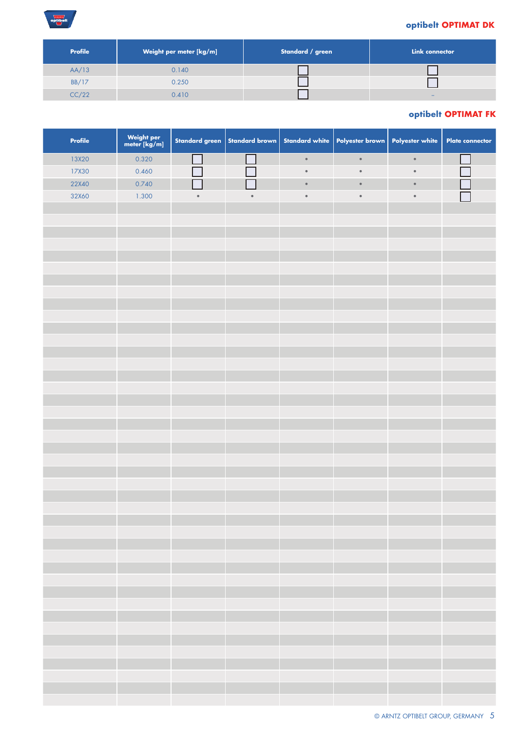## optibelt OPTIMAT DK

| Profile | Weight per meter [kg/m] | Standard / green | Link connector |
|---|---|---|---|
| AA/13 | 0.140 | ☐ | ☐ |
| BB/17 | 0.250 | ☐ | ☐ |
| CC/22 | 0.410 | ☐ | – |

## optibelt OPTIMAT FK

| Profile | Weight per meter [kg/m] | Standard green | Standard brown | Standard white | Polyester brown | Polyester white | Plate connector |
|---|---|---|---|---|---|---|---|
| 13X20 | 0.320 | ☐ | ☐ | • | • | • | ☐ |
| 17X30 | 0.460 | ☐ | ☐ | • | • | • | ☐ |
| 22X40 | 0.740 | ☐ | ☐ | • | • | • | ☐ |
| 32X60 | 1.300 | • | • | • | • | • | ☐ |

© ARNTZ OPTIBELT GROUP, GERMANY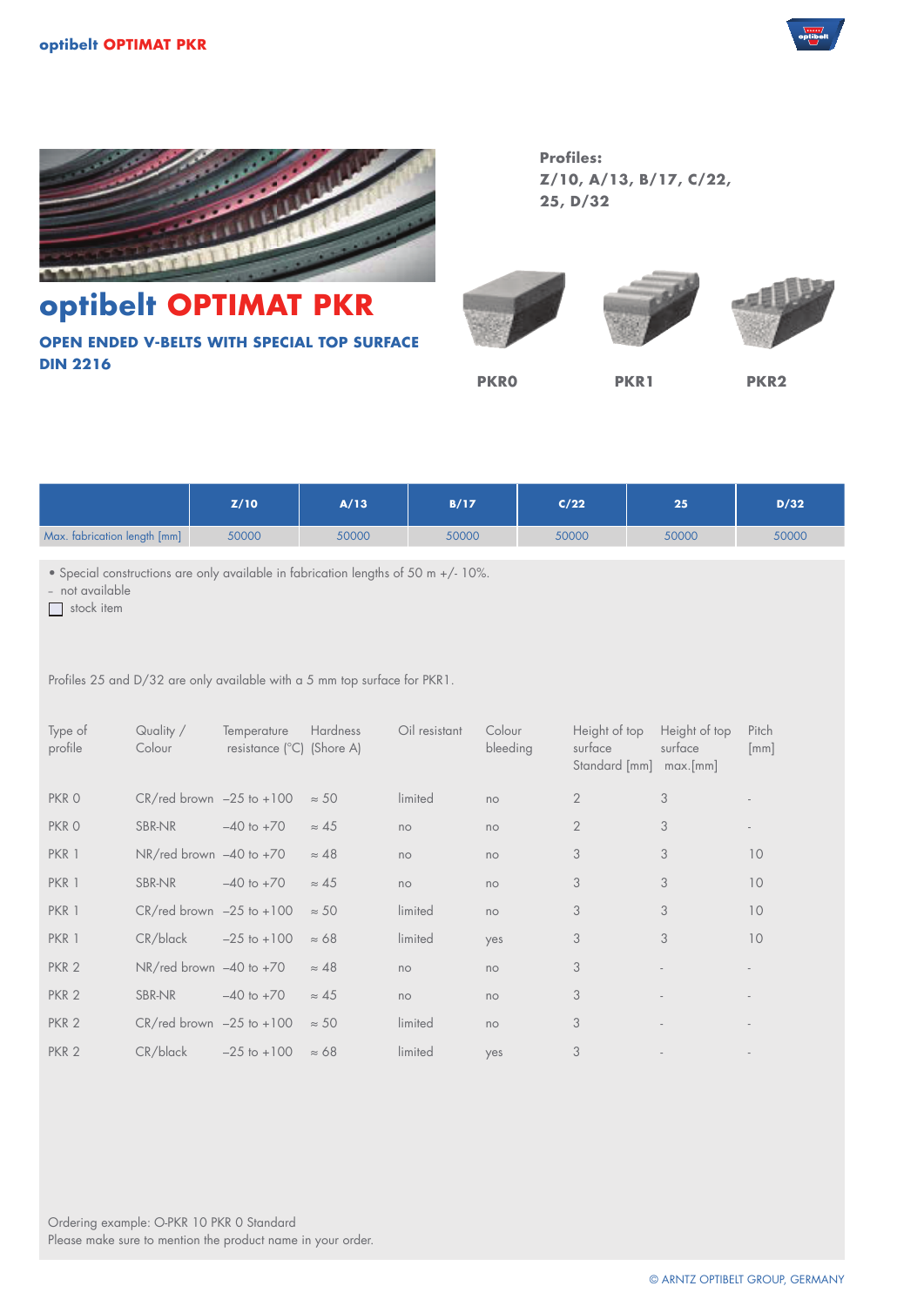# optibelt OPTIMAT PKR

**OPEN ENDED V-BELTS WITH SPECIAL TOP SURFACE**
**DIN 2216**

**Profiles:**
**Z/10, A/13, B/17, C/22, 25, D/32**

PKR0 PKR1 PKR2

| | Z/10 | A/13 | B/17 | C/22 | 25 | D/32 |
|---|---|---|---|---|---|---|
| Max. fabrication length [mm] | 50000 | 50000 | 50000 | 50000 | 50000 | 50000 |

• Special constructions are only available in fabrication lengths of 50 m +/- 10%.
– not available
☐ stock item

Profiles 25 and D/32 are only available with a 5 mm top surface for PKR1.

| Type of profile | Quality / Colour | Temperature resistance (°C) | Hardness (Shore A) | Oil resistant | Colour bleeding | Height of top surface Standard [mm] | Height of top surface max.[mm] | Pitch [mm] |
|---|---|---|---|---|---|---|---|---|
| PKR 0 | CR/red brown | –25 to +100 | ≈ 50 | limited | no | 2 | 3 | - |
| PKR 0 | SBR-NR | –40 to +70 | ≈ 45 | no | no | 2 | 3 | - |
| PKR 1 | NR/red brown | –40 to +70 | ≈ 48 | no | no | 3 | 3 | 10 |
| PKR 1 | SBR-NR | –40 to +70 | ≈ 45 | no | no | 3 | 3 | 10 |
| PKR 1 | CR/red brown | –25 to +100 | ≈ 50 | limited | no | 3 | 3 | 10 |
| PKR 1 | CR/black | –25 to +100 | ≈ 68 | limited | yes | 3 | 3 | 10 |
| PKR 2 | NR/red brown | –40 to +70 | ≈ 48 | no | no | 3 | - | - |
| PKR 2 | SBR-NR | –40 to +70 | ≈ 45 | no | no | 3 | - | - |
| PKR 2 | CR/red brown | –25 to +100 | ≈ 50 | limited | no | 3 | - | - |
| PKR 2 | CR/black | –25 to +100 | ≈ 68 | limited | yes | 3 | - | - |

Ordering example: O-PKR 10 PKR 0 Standard
Please make sure to mention the product name in your order.

© ARNTZ OPTIBELT GROUP, GERMANY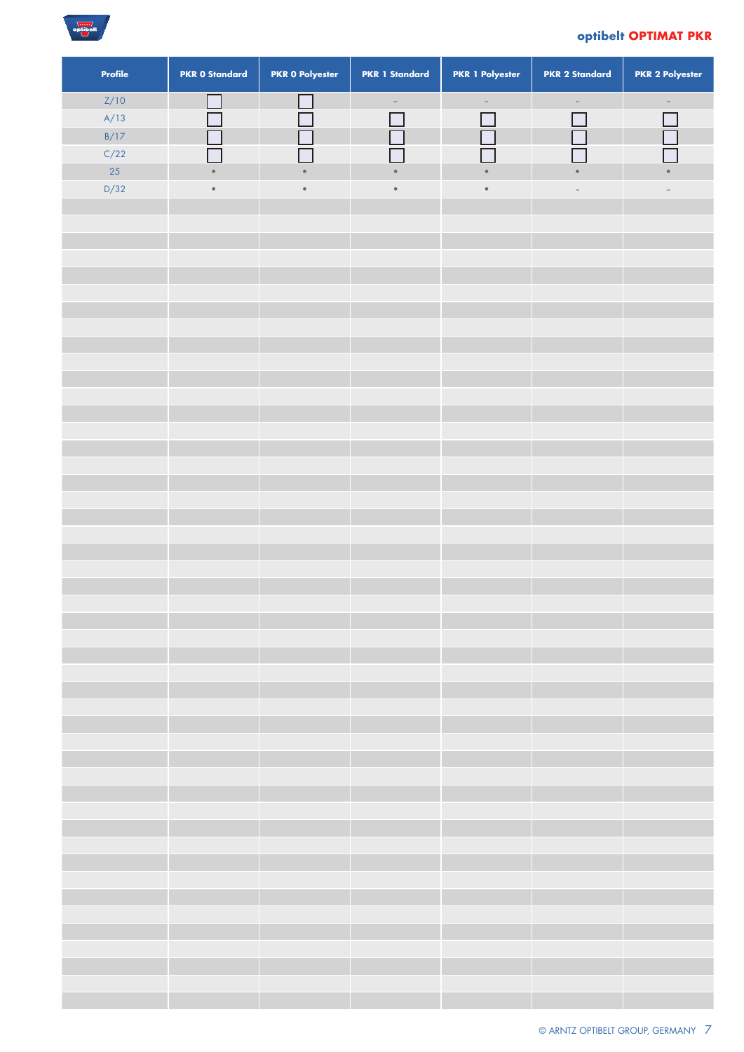| Profile | PKR 0 Standard | PKR 0 Polyester | PKR 1 Standard | PKR 1 Polyester | PKR 2 Standard | PKR 2 Polyester |
|---|---|---|---|---|---|---|
| Z/10 | ☐ | ☐ | – | – | – | – |
| A/13 | ☐ | ☐ | ☐ | ☐ | ☐ | ☐ |
| B/17 | ☐ | ☐ | ☐ | ☐ | ☐ | ☐ |
| C/22 | ☐ | ☐ | ☐ | ☐ | ☐ | ☐ |
| 25 | • | • | • | • | • | • |
| D/32 | • | • | • | • | – | – |

© ARNTZ OPTIBELT GROUP, GERMANY